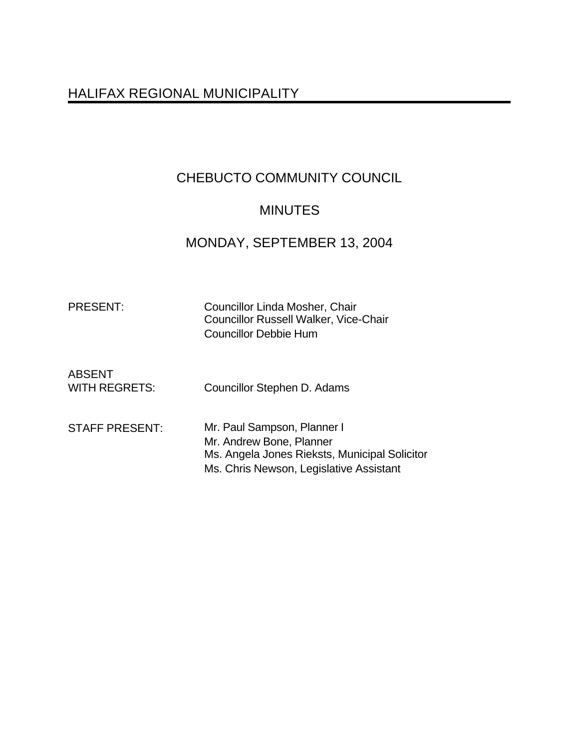# HALIFAX REGIONAL MUNICIPALITY

## CHEBUCTO COMMUNITY COUNCIL

## MINUTES

## MONDAY, SEPTEMBER 13, 2004

| | |
|---|---|
| PRESENT: | Councillor Linda Mosher, Chair<br>Councillor Russell Walker, Vice-Chair<br>Councillor Debbie Hum |
| ABSENT WITH REGRETS: | Councillor Stephen D. Adams |
| STAFF PRESENT: | Mr. Paul Sampson, Planner I<br>Mr. Andrew Bone, Planner<br>Ms. Angela Jones Rieksts, Municipal Solicitor<br>Ms. Chris Newson, Legislative Assistant |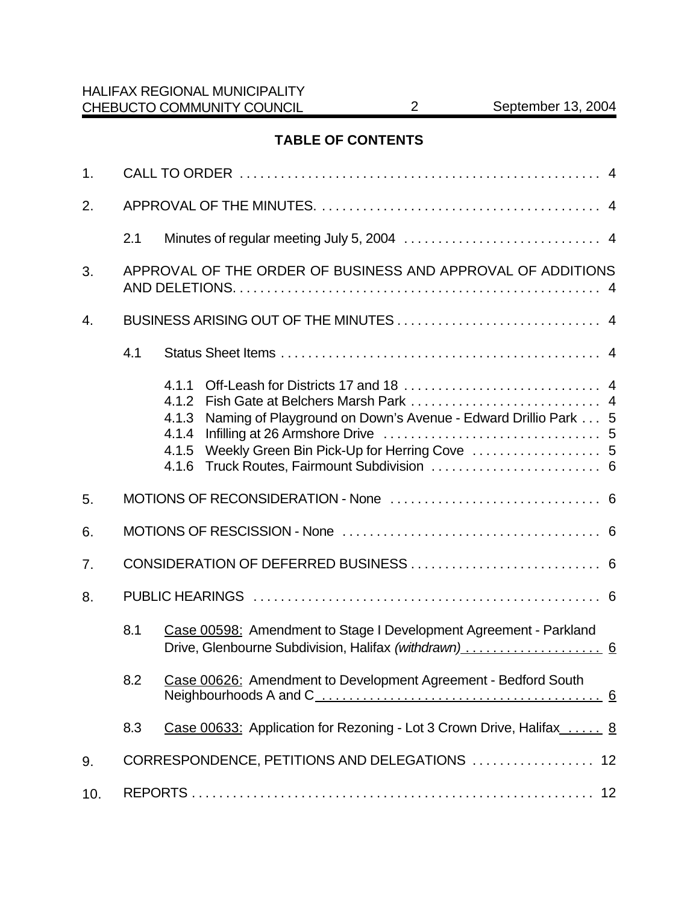## TABLE OF CONTENTS

1. CALL TO ORDER . . . . . . . . . . . . . . . . . . . . . . . . . . . . . . . . . . . . . . . . . . . . . . . . . . . . 4

2. APPROVAL OF THE MINUTES. . . . . . . . . . . . . . . . . . . . . . . . . . . . . . . . . . . . . . . . . . 4

   2.1 Minutes of regular meeting July 5, 2004 . . . . . . . . . . . . . . . . . . . . . . . . . . . . . 4

3. APPROVAL OF THE ORDER OF BUSINESS AND APPROVAL OF ADDITIONS AND DELETIONS. . . . . . . . . . . . . . . . . . . . . . . . . . . . . . . . . . . . . . . . . . . . . . . . . . . . . 4

4. BUSINESS ARISING OUT OF THE MINUTES . . . . . . . . . . . . . . . . . . . . . . . . . . . . . . 4

   4.1 Status Sheet Items . . . . . . . . . . . . . . . . . . . . . . . . . . . . . . . . . . . . . . . . . . . . . . . . 4

      4.1.1 Off-Leash for Districts 17 and 18 . . . . . . . . . . . . . . . . . . . . . . . . . . . . . 4
      4.1.2 Fish Gate at Belchers Marsh Park . . . . . . . . . . . . . . . . . . . . . . . . . . . . 4
      4.1.3 Naming of Playground on Down's Avenue - Edward Drillio Park . . . 5
      4.1.4 Infilling at 26 Armshore Drive . . . . . . . . . . . . . . . . . . . . . . . . . . . . . . . . 5
      4.1.5 Weekly Green Bin Pick-Up for Herring Cove . . . . . . . . . . . . . . . . . . . 5
      4.1.6 Truck Routes, Fairmount Subdivision . . . . . . . . . . . . . . . . . . . . . . . . . 6

5. MOTIONS OF RECONSIDERATION - None . . . . . . . . . . . . . . . . . . . . . . . . . . . . . . . 6

6. MOTIONS OF RESCISSION - None . . . . . . . . . . . . . . . . . . . . . . . . . . . . . . . . . . . . . . 6

7. CONSIDERATION OF DEFERRED BUSINESS . . . . . . . . . . . . . . . . . . . . . . . . . . . . 6

8. PUBLIC HEARINGS . . . . . . . . . . . . . . . . . . . . . . . . . . . . . . . . . . . . . . . . . . . . . . . . . . . . 6

   8.1 Case 00598: Amendment to Stage I Development Agreement - Parkland Drive, Glenbourne Subdivision, Halifax *(withdrawn)* . . . . . . . . . . . . . . . . . . . . 6

   8.2 Case 00626: Amendment to Development Agreement - Bedford South Neighbourhoods A and C . . . . . . . . . . . . . . . . . . . . . . . . . . . . . . . . . . . . . . . . . . . 6

   8.3 Case 00633: Application for Rezoning - Lot 3 Crown Drive, Halifax . . . . . . 8

9. CORRESPONDENCE, PETITIONS AND DELEGATIONS . . . . . . . . . . . . . . . . . . 12

10. REPORTS . . . . . . . . . . . . . . . . . . . . . . . . . . . . . . . . . . . . . . . . . . . . . . . . . . . . . . . . . . . 12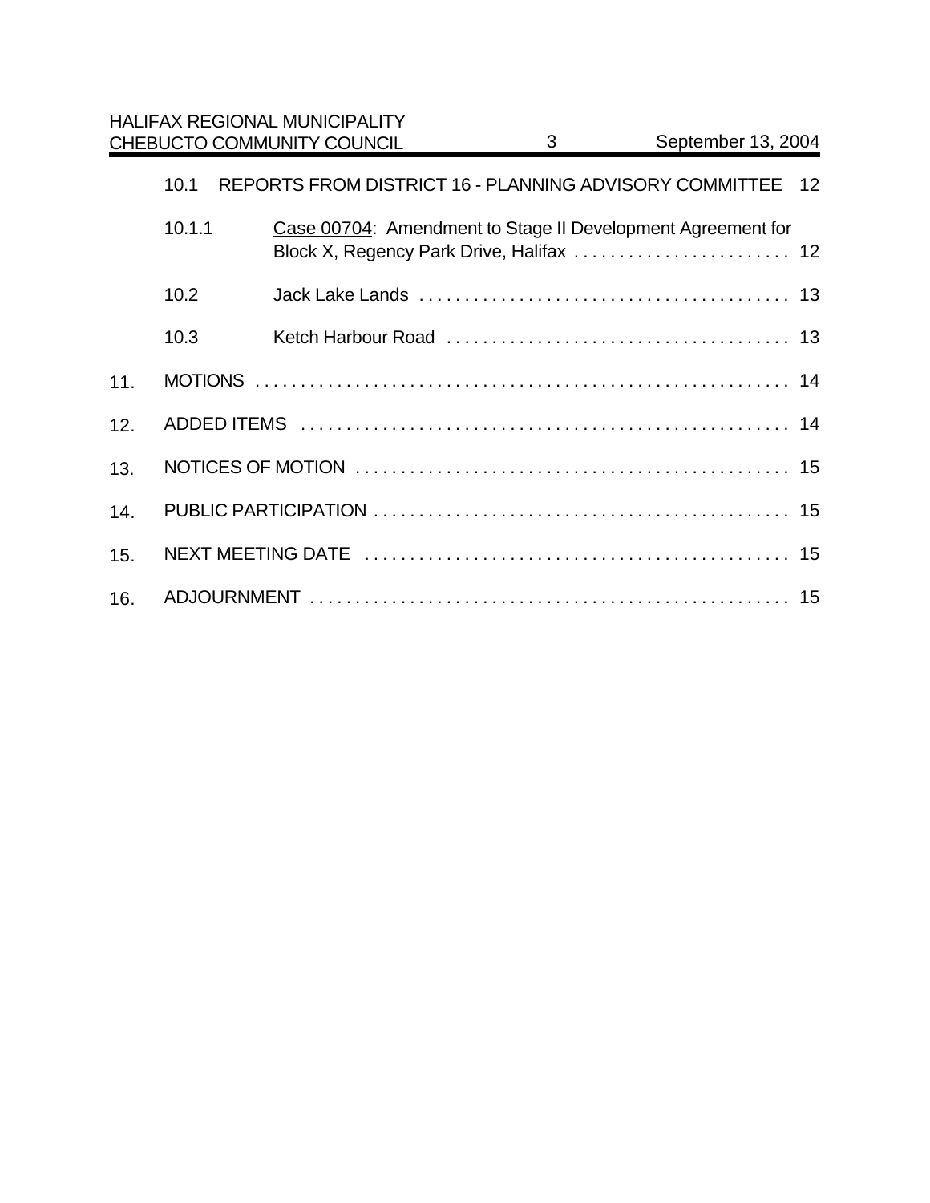10.1 REPORTS FROM DISTRICT 16 - PLANNING ADVISORY COMMITTEE 12

10.1.1 Case 00704: Amendment to Stage II Development Agreement for Block X, Regency Park Drive, Halifax . . . . . . . . . . . . . . . . . . . . . . . . 12

10.2 Jack Lake Lands . . . . . . . . . . . . . . . . . . . . . . . . . . . . . . . . . . . . . . . . 13

10.3 Ketch Harbour Road . . . . . . . . . . . . . . . . . . . . . . . . . . . . . . . . . . . . . 13

11. MOTIONS . . . . . . . . . . . . . . . . . . . . . . . . . . . . . . . . . . . . . . . . . . . . . . . . . . . . . . . . . . . . 14

12. ADDED ITEMS . . . . . . . . . . . . . . . . . . . . . . . . . . . . . . . . . . . . . . . . . . . . . . . . . . . . . . 14

13. NOTICES OF MOTION . . . . . . . . . . . . . . . . . . . . . . . . . . . . . . . . . . . . . . . . . . . . . . . . 15

14. PUBLIC PARTICIPATION . . . . . . . . . . . . . . . . . . . . . . . . . . . . . . . . . . . . . . . . . . . . . . 15

15. NEXT MEETING DATE . . . . . . . . . . . . . . . . . . . . . . . . . . . . . . . . . . . . . . . . . . . . . . . 15

16. ADJOURNMENT . . . . . . . . . . . . . . . . . . . . . . . . . . . . . . . . . . . . . . . . . . . . . . . . . . . . 15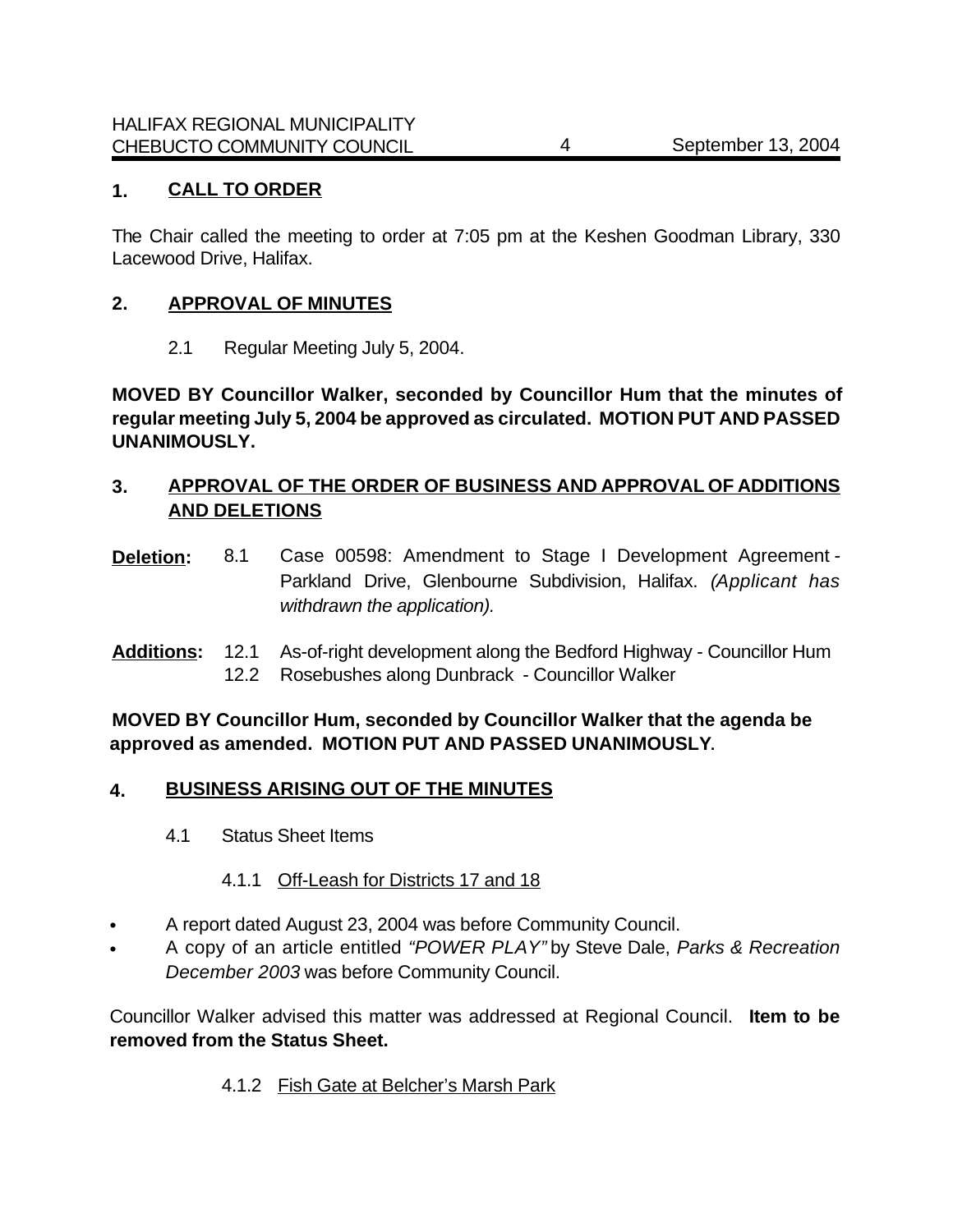## 1. CALL TO ORDER

The Chair called the meeting to order at 7:05 pm at the Keshen Goodman Library, 330 Lacewood Drive, Halifax.

## 2. APPROVAL OF MINUTES

2.1 Regular Meeting July 5, 2004.

**MOVED BY Councillor Walker, seconded by Councillor Hum that the minutes of regular meeting July 5, 2004 be approved as circulated. MOTION PUT AND PASSED UNANIMOUSLY.**

## 3. APPROVAL OF THE ORDER OF BUSINESS AND APPROVAL OF ADDITIONS AND DELETIONS

**Deletion:** 8.1 Case 00598: Amendment to Stage I Development Agreement - Parkland Drive, Glenbourne Subdivision, Halifax. *(Applicant has withdrawn the application).*

**Additions:** 12.1 As-of-right development along the Bedford Highway - Councillor Hum
12.2 Rosebushes along Dunbrack - Councillor Walker

**MOVED BY Councillor Hum, seconded by Councillor Walker that the agenda be approved as amended. MOTION PUT AND PASSED UNANIMOUSLY**.

## 4. BUSINESS ARISING OUT OF THE MINUTES

4.1 Status Sheet Items

4.1.1 Off-Leash for Districts 17 and 18

- A report dated August 23, 2004 was before Community Council.
- A copy of an article entitled *"POWER PLAY"* by Steve Dale, *Parks & Recreation December 2003* was before Community Council.

Councillor Walker advised this matter was addressed at Regional Council. **Item to be removed from the Status Sheet.**

4.1.2 Fish Gate at Belcher's Marsh Park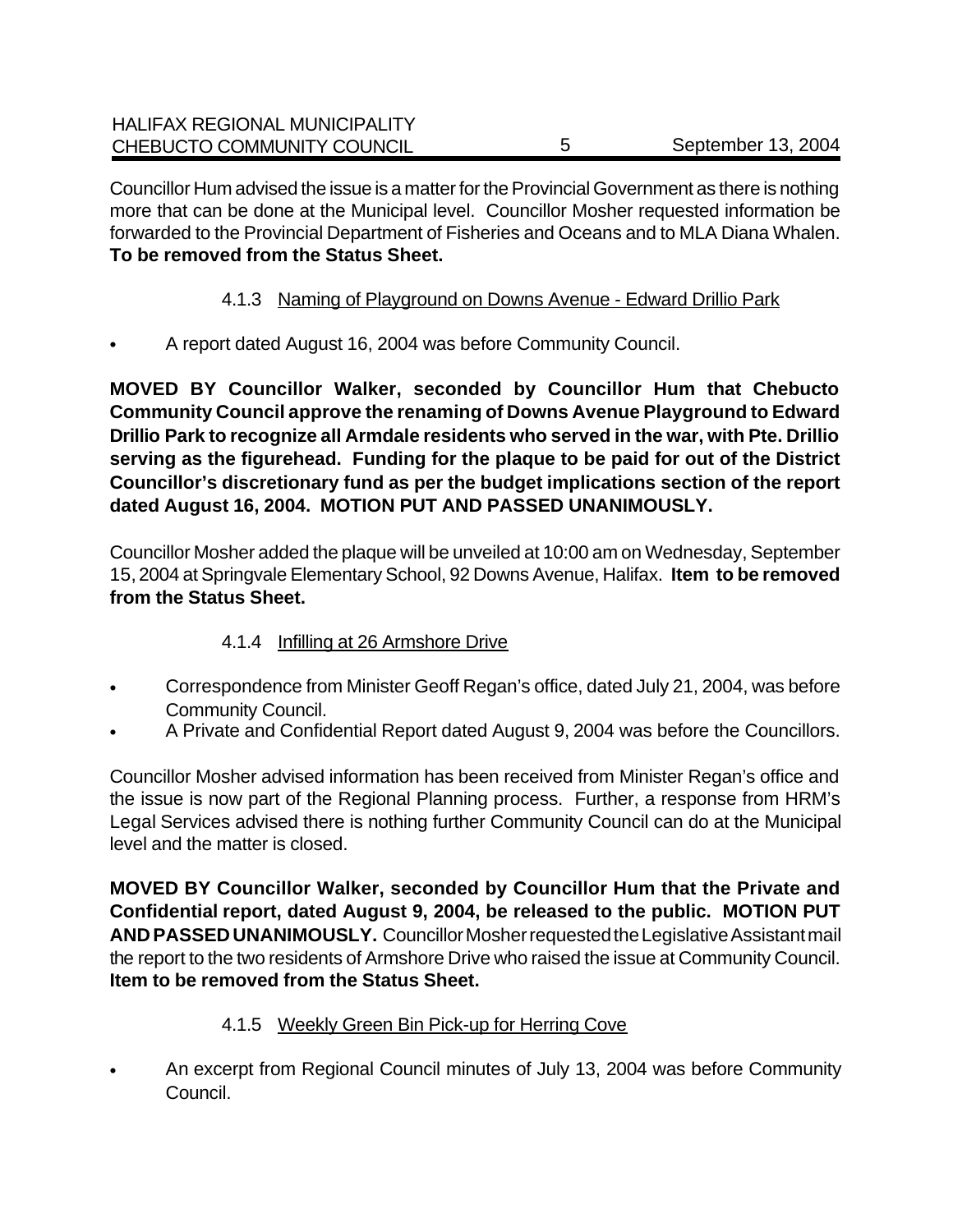Councillor Hum advised the issue is a matter for the Provincial Government as there is nothing more that can be done at the Municipal level. Councillor Mosher requested information be forwarded to the Provincial Department of Fisheries and Oceans and to MLA Diana Whalen. **To be removed from the Status Sheet.**

### 4.1.3 Naming of Playground on Downs Avenue - Edward Drillio Park

- A report dated August 16, 2004 was before Community Council.

**MOVED BY Councillor Walker, seconded by Councillor Hum that Chebucto Community Council approve the renaming of Downs Avenue Playground to Edward Drillio Park to recognize all Armdale residents who served in the war, with Pte. Drillio serving as the figurehead. Funding for the plaque to be paid for out of the District Councillor's discretionary fund as per the budget implications section of the report dated August 16, 2004. MOTION PUT AND PASSED UNANIMOUSLY.**

Councillor Mosher added the plaque will be unveiled at 10:00 am on Wednesday, September 15, 2004 at Springvale Elementary School, 92 Downs Avenue, Halifax. **Item to be removed from the Status Sheet.**

### 4.1.4 Infilling at 26 Armshore Drive

- Correspondence from Minister Geoff Regan's office, dated July 21, 2004, was before Community Council.
- A Private and Confidential Report dated August 9, 2004 was before the Councillors.

Councillor Mosher advised information has been received from Minister Regan's office and the issue is now part of the Regional Planning process. Further, a response from HRM's Legal Services advised there is nothing further Community Council can do at the Municipal level and the matter is closed.

**MOVED BY Councillor Walker, seconded by Councillor Hum that the Private and Confidential report, dated August 9, 2004, be released to the public. MOTION PUT AND PASSED UNANIMOUSLY.** Councillor Mosher requested the Legislative Assistant mail the report to the two residents of Armshore Drive who raised the issue at Community Council. **Item to be removed from the Status Sheet.**

### 4.1.5 Weekly Green Bin Pick-up for Herring Cove

- An excerpt from Regional Council minutes of July 13, 2004 was before Community Council.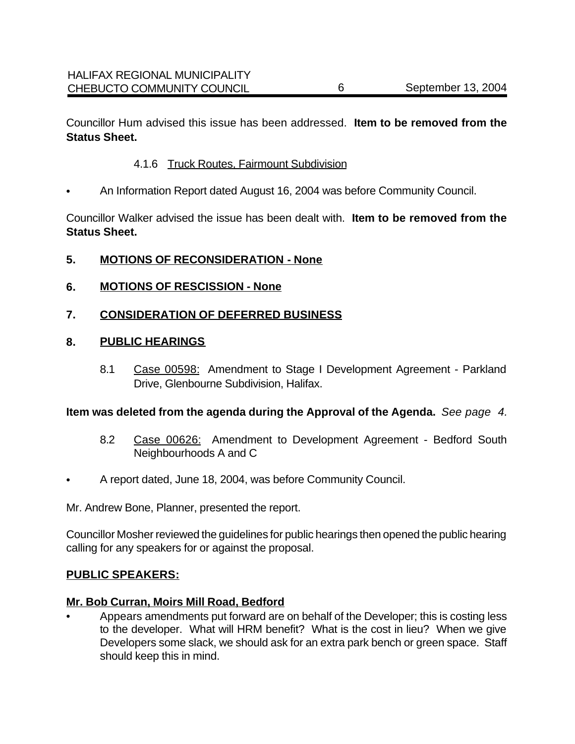Councillor Hum advised this issue has been addressed. **Item to be removed from the Status Sheet.**

4.1.6 Truck Routes, Fairmount Subdivision

- An Information Report dated August 16, 2004 was before Community Council.

Councillor Walker advised the issue has been dealt with. **Item to be removed from the Status Sheet.**

## 5. MOTIONS OF RECONSIDERATION - None

## 6. MOTIONS OF RESCISSION - None

## 7. CONSIDERATION OF DEFERRED BUSINESS

## 8. PUBLIC HEARINGS

8.1 Case 00598: Amendment to Stage I Development Agreement - Parkland Drive, Glenbourne Subdivision, Halifax.

**Item was deleted from the agenda during the Approval of the Agenda.** *See page 4.*

8.2 Case 00626: Amendment to Development Agreement - Bedford South Neighbourhoods A and C

- A report dated, June 18, 2004, was before Community Council.

Mr. Andrew Bone, Planner, presented the report.

Councillor Mosher reviewed the guidelines for public hearings then opened the public hearing calling for any speakers for or against the proposal.

**PUBLIC SPEAKERS:**

**Mr. Bob Curran, Moirs Mill Road, Bedford**

- Appears amendments put forward are on behalf of the Developer; this is costing less to the developer. What will HRM benefit? What is the cost in lieu? When we give Developers some slack, we should ask for an extra park bench or green space. Staff should keep this in mind.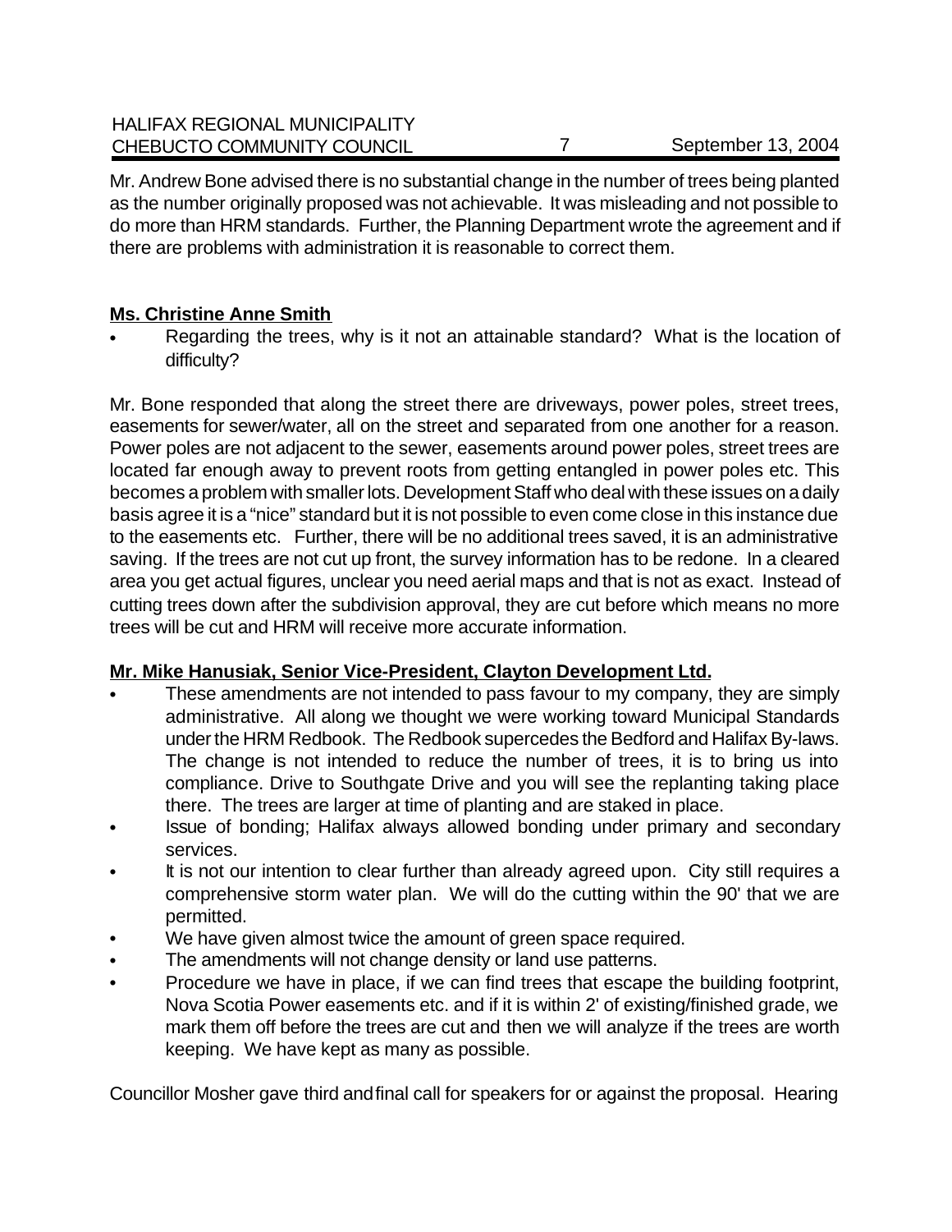Mr. Andrew Bone advised there is no substantial change in the number of trees being planted as the number originally proposed was not achievable. It was misleading and not possible to do more than HRM standards. Further, the Planning Department wrote the agreement and if there are problems with administration it is reasonable to correct them.

**Ms. Christine Anne Smith**

- Regarding the trees, why is it not an attainable standard? What is the location of difficulty?

Mr. Bone responded that along the street there are driveways, power poles, street trees, easements for sewer/water, all on the street and separated from one another for a reason. Power poles are not adjacent to the sewer, easements around power poles, street trees are located far enough away to prevent roots from getting entangled in power poles etc. This becomes a problem with smaller lots. Development Staff who deal with these issues on a daily basis agree it is a "nice" standard but it is not possible to even come close in this instance due to the easements etc. Further, there will be no additional trees saved, it is an administrative saving. If the trees are not cut up front, the survey information has to be redone. In a cleared area you get actual figures, unclear you need aerial maps and that is not as exact. Instead of cutting trees down after the subdivision approval, they are cut before which means no more trees will be cut and HRM will receive more accurate information.

**Mr. Mike Hanusiak, Senior Vice-President, Clayton Development Ltd.**

- These amendments are not intended to pass favour to my company, they are simply administrative. All along we thought we were working toward Municipal Standards under the HRM Redbook. The Redbook supercedes the Bedford and Halifax By-laws. The change is not intended to reduce the number of trees, it is to bring us into compliance. Drive to Southgate Drive and you will see the replanting taking place there. The trees are larger at time of planting and are staked in place.
- Issue of bonding; Halifax always allowed bonding under primary and secondary services.
- It is not our intention to clear further than already agreed upon. City still requires a comprehensive storm water plan. We will do the cutting within the 90' that we are permitted.
- We have given almost twice the amount of green space required.
- The amendments will not change density or land use patterns.
- Procedure we have in place, if we can find trees that escape the building footprint, Nova Scotia Power easements etc. and if it is within 2' of existing/finished grade, we mark them off before the trees are cut and then we will analyze if the trees are worth keeping. We have kept as many as possible.

Councillor Mosher gave third and final call for speakers for or against the proposal. Hearing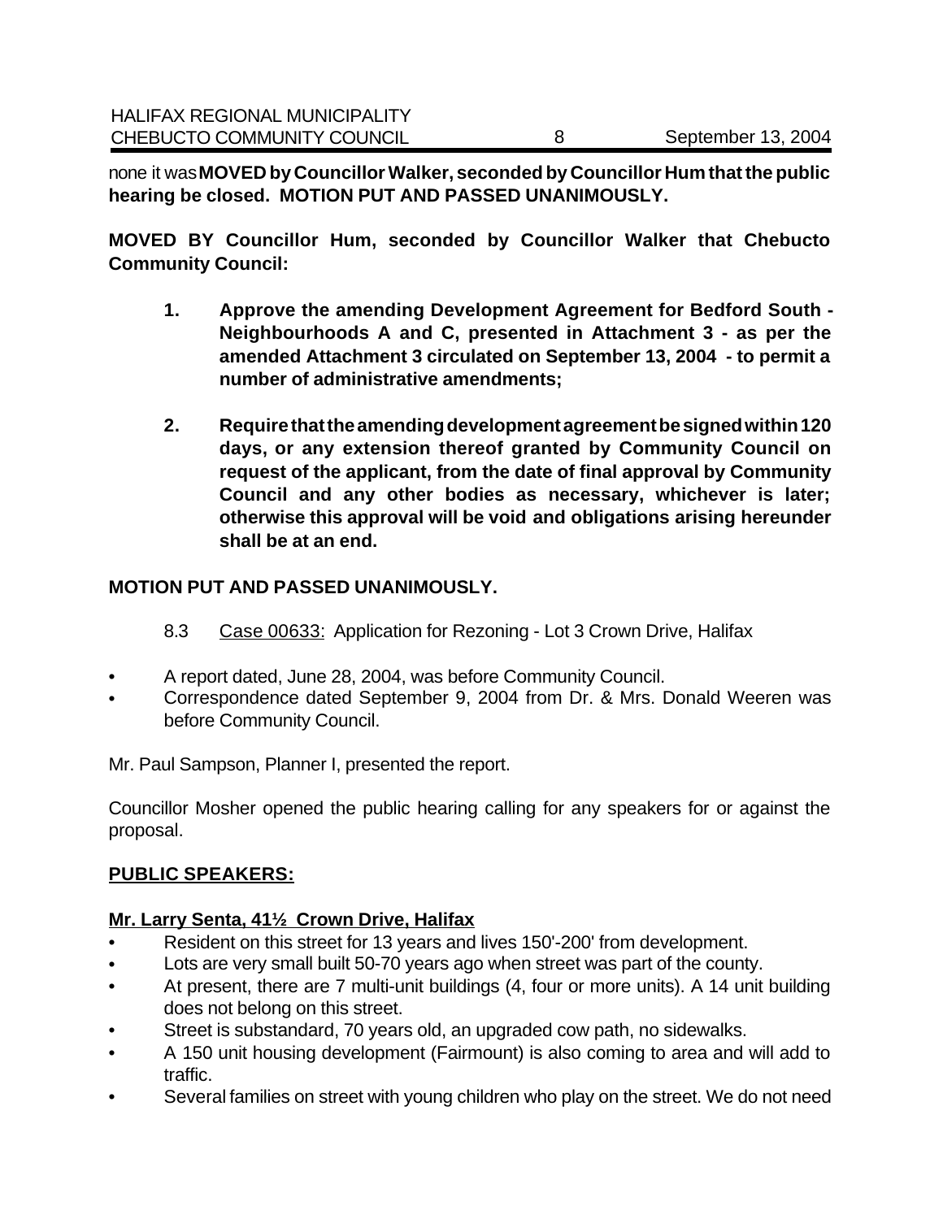none it was **MOVED by Councillor Walker, seconded by Councillor Hum that the public hearing be closed. MOTION PUT AND PASSED UNANIMOUSLY.**

**MOVED BY Councillor Hum, seconded by Councillor Walker that Chebucto Community Council:**

1. **Approve the amending Development Agreement for Bedford South - Neighbourhoods A and C, presented in Attachment 3 - as per the amended Attachment 3 circulated on September 13, 2004 - to permit a number of administrative amendments;**
2. **Require that the amending development agreement be signed within 120 days, or any extension thereof granted by Community Council on request of the applicant, from the date of final approval by Community Council and any other bodies as necessary, whichever is later; otherwise this approval will be void and obligations arising hereunder shall be at an end.**

**MOTION PUT AND PASSED UNANIMOUSLY.**

8.3 Case 00633: Application for Rezoning - Lot 3 Crown Drive, Halifax

- A report dated, June 28, 2004, was before Community Council.
- Correspondence dated September 9, 2004 from Dr. & Mrs. Donald Weeren was before Community Council.

Mr. Paul Sampson, Planner I, presented the report.

Councillor Mosher opened the public hearing calling for any speakers for or against the proposal.

**PUBLIC SPEAKERS:**

**Mr. Larry Senta, 41½ Crown Drive, Halifax**

- Resident on this street for 13 years and lives 150'-200' from development.
- Lots are very small built 50-70 years ago when street was part of the county.
- At present, there are 7 multi-unit buildings (4, four or more units). A 14 unit building does not belong on this street.
- Street is substandard, 70 years old, an upgraded cow path, no sidewalks.
- A 150 unit housing development (Fairmount) is also coming to area and will add to traffic.
- Several families on street with young children who play on the street. We do not need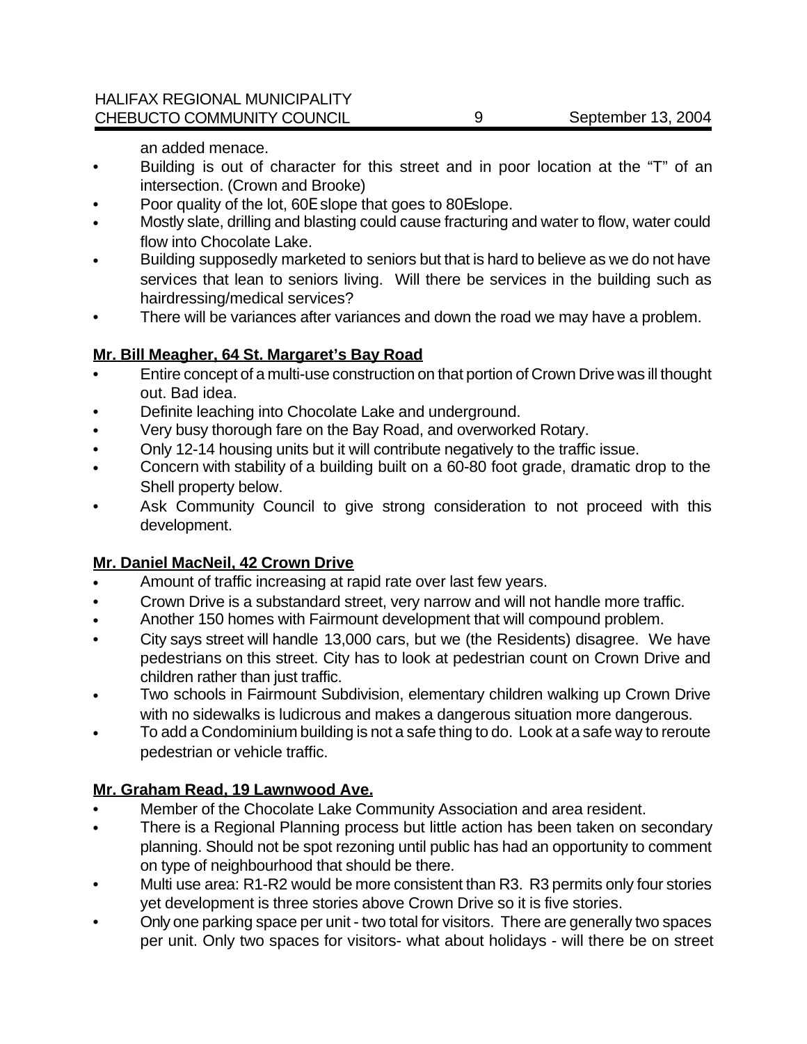an added menace.

- Building is out of character for this street and in poor location at the "T" of an intersection. (Crown and Brooke)
- Poor quality of the lot, 60E slope that goes to 80E slope.
- Mostly slate, drilling and blasting could cause fracturing and water to flow, water could flow into Chocolate Lake.
- Building supposedly marketed to seniors but that is hard to believe as we do not have services that lean to seniors living. Will there be services in the building such as hairdressing/medical services?
- There will be variances after variances and down the road we may have a problem.

**Mr. Bill Meagher, 64 St. Margaret's Bay Road**

- Entire concept of a multi-use construction on that portion of Crown Drive was ill thought out. Bad idea.
- Definite leaching into Chocolate Lake and underground.
- Very busy thorough fare on the Bay Road, and overworked Rotary.
- Only 12-14 housing units but it will contribute negatively to the traffic issue.
- Concern with stability of a building built on a 60-80 foot grade, dramatic drop to the Shell property below.
- Ask Community Council to give strong consideration to not proceed with this development.

**Mr. Daniel MacNeil, 42 Crown Drive**

- Amount of traffic increasing at rapid rate over last few years.
- Crown Drive is a substandard street, very narrow and will not handle more traffic.
- Another 150 homes with Fairmount development that will compound problem.
- City says street will handle 13,000 cars, but we (the Residents) disagree. We have pedestrians on this street. City has to look at pedestrian count on Crown Drive and children rather than just traffic.
- Two schools in Fairmount Subdivision, elementary children walking up Crown Drive with no sidewalks is ludicrous and makes a dangerous situation more dangerous.
- To add a Condominium building is not a safe thing to do. Look at a safe way to reroute pedestrian or vehicle traffic.

**Mr. Graham Read, 19 Lawnwood Ave.**

- Member of the Chocolate Lake Community Association and area resident.
- There is a Regional Planning process but little action has been taken on secondary planning. Should not be spot rezoning until public has had an opportunity to comment on type of neighbourhood that should be there.
- Multi use area: R1-R2 would be more consistent than R3. R3 permits only four stories yet development is three stories above Crown Drive so it is five stories.
- Only one parking space per unit - two total for visitors. There are generally two spaces per unit. Only two spaces for visitors- what about holidays - will there be on street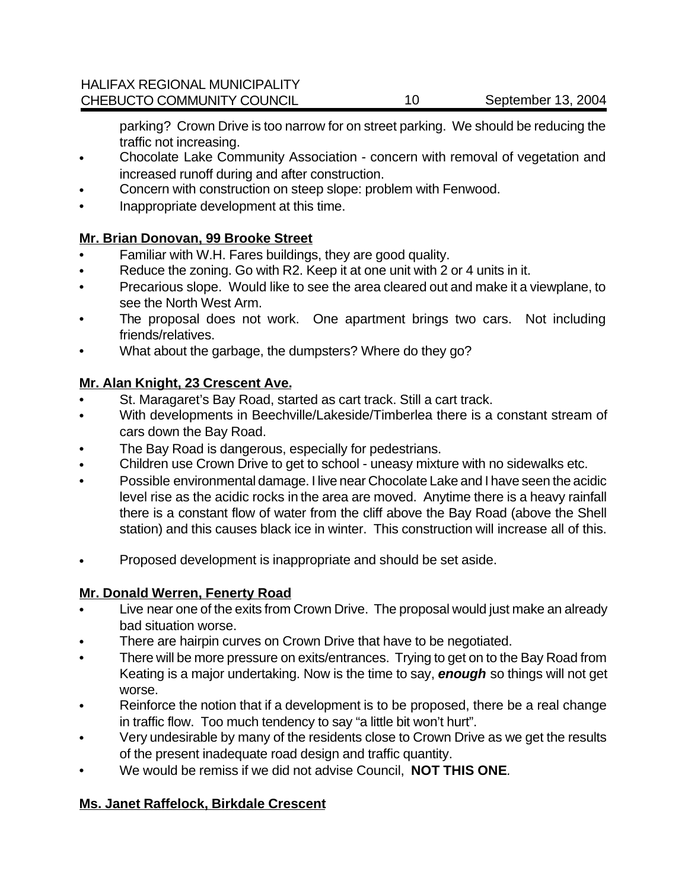parking? Crown Drive is too narrow for on street parking. We should be reducing the traffic not increasing.

- Chocolate Lake Community Association - concern with removal of vegetation and increased runoff during and after construction.
- Concern with construction on steep slope: problem with Fenwood.
- Inappropriate development at this time.

**Mr. Brian Donovan, 99 Brooke Street**

- Familiar with W.H. Fares buildings, they are good quality.
- Reduce the zoning. Go with R2. Keep it at one unit with 2 or 4 units in it.
- Precarious slope. Would like to see the area cleared out and make it a viewplane, to see the North West Arm.
- The proposal does not work. One apartment brings two cars. Not including friends/relatives.
- What about the garbage, the dumpsters? Where do they go?

**Mr. Alan Knight, 23 Crescent Ave.**

- St. Maragaret's Bay Road, started as cart track. Still a cart track.
- With developments in Beechville/Lakeside/Timberlea there is a constant stream of cars down the Bay Road.
- The Bay Road is dangerous, especially for pedestrians.
- Children use Crown Drive to get to school - uneasy mixture with no sidewalks etc.
- Possible environmental damage. I live near Chocolate Lake and I have seen the acidic level rise as the acidic rocks in the area are moved. Anytime there is a heavy rainfall there is a constant flow of water from the cliff above the Bay Road (above the Shell station) and this causes black ice in winter. This construction will increase all of this.
- Proposed development is inappropriate and should be set aside.

**Mr. Donald Werren, Fenerty Road**

- Live near one of the exits from Crown Drive. The proposal would just make an already bad situation worse.
- There are hairpin curves on Crown Drive that have to be negotiated.
- There will be more pressure on exits/entrances. Trying to get on to the Bay Road from Keating is a major undertaking. Now is the time to say, ***enough*** so things will not get worse.
- Reinforce the notion that if a development is to be proposed, there be a real change in traffic flow. Too much tendency to say "a little bit won't hurt".
- Very undesirable by many of the residents close to Crown Drive as we get the results of the present inadequate road design and traffic quantity.
- We would be remiss if we did not advise Council, **NOT THIS ONE**.

**Ms. Janet Raffelock, Birkdale Crescent**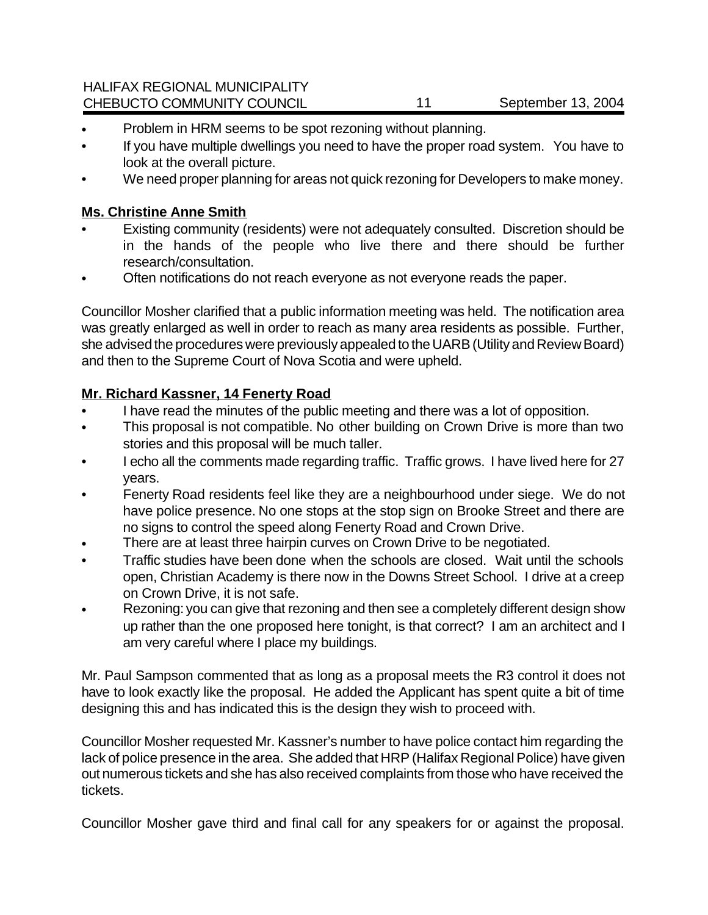- Problem in HRM seems to be spot rezoning without planning.
- If you have multiple dwellings you need to have the proper road system. You have to look at the overall picture.
- We need proper planning for areas not quick rezoning for Developers to make money.

**Ms. Christine Anne Smith**

- Existing community (residents) were not adequately consulted. Discretion should be in the hands of the people who live there and there should be further research/consultation.
- Often notifications do not reach everyone as not everyone reads the paper.

Councillor Mosher clarified that a public information meeting was held. The notification area was greatly enlarged as well in order to reach as many area residents as possible. Further, she advised the procedures were previously appealed to the UARB (Utility and Review Board) and then to the Supreme Court of Nova Scotia and were upheld.

**Mr. Richard Kassner, 14 Fenerty Road**

- I have read the minutes of the public meeting and there was a lot of opposition.
- This proposal is not compatible. No other building on Crown Drive is more than two stories and this proposal will be much taller.
- I echo all the comments made regarding traffic. Traffic grows. I have lived here for 27 years.
- Fenerty Road residents feel like they are a neighbourhood under siege. We do not have police presence. No one stops at the stop sign on Brooke Street and there are no signs to control the speed along Fenerty Road and Crown Drive.
- There are at least three hairpin curves on Crown Drive to be negotiated.
- Traffic studies have been done when the schools are closed. Wait until the schools open, Christian Academy is there now in the Downs Street School. I drive at a creep on Crown Drive, it is not safe.
- Rezoning: you can give that rezoning and then see a completely different design show up rather than the one proposed here tonight, is that correct? I am an architect and I am very careful where I place my buildings.

Mr. Paul Sampson commented that as long as a proposal meets the R3 control it does not have to look exactly like the proposal. He added the Applicant has spent quite a bit of time designing this and has indicated this is the design they wish to proceed with.

Councillor Mosher requested Mr. Kassner's number to have police contact him regarding the lack of police presence in the area. She added that HRP (Halifax Regional Police) have given out numerous tickets and she has also received complaints from those who have received the tickets.

Councillor Mosher gave third and final call for any speakers for or against the proposal.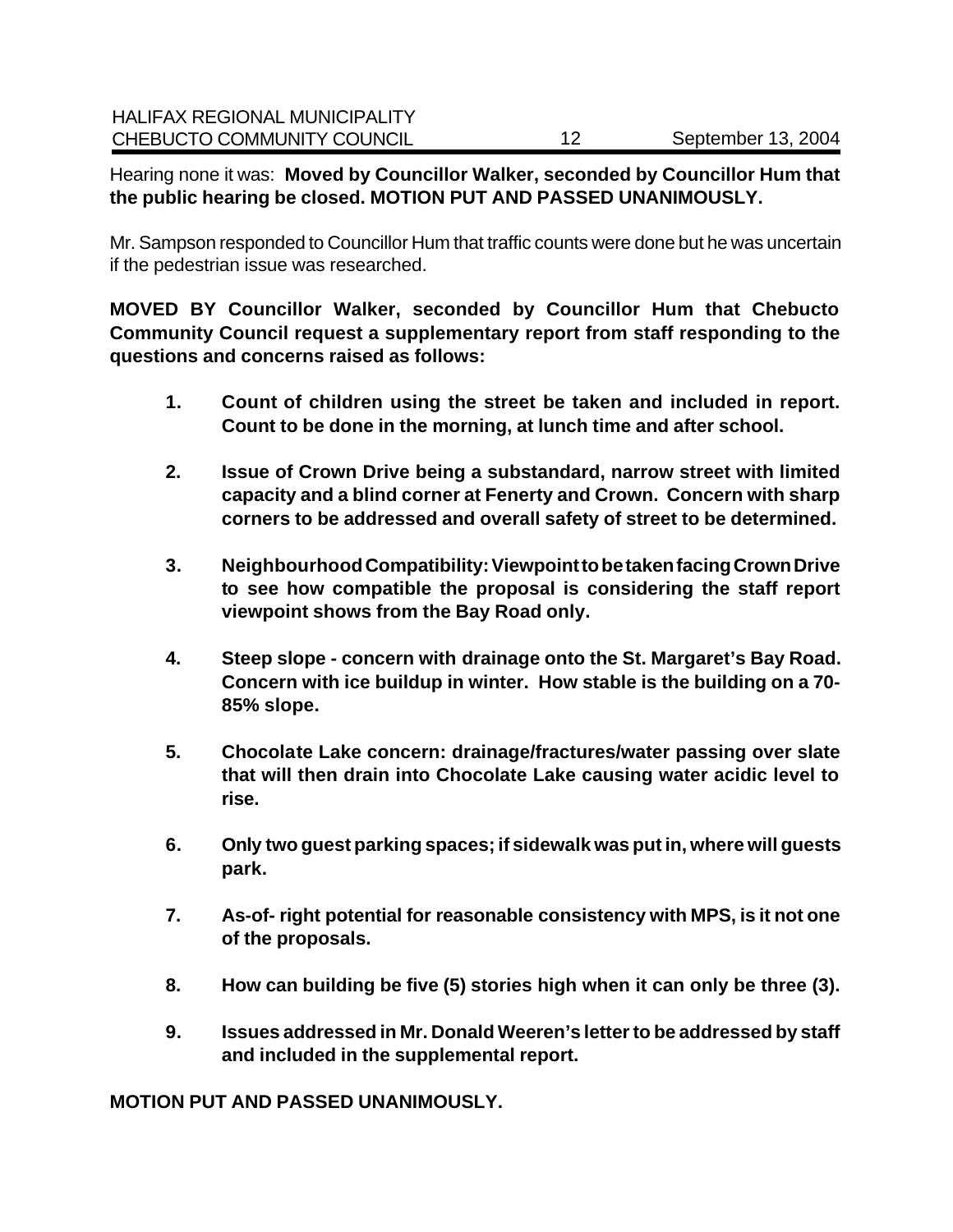Hearing none it was: **Moved by Councillor Walker, seconded by Councillor Hum that the public hearing be closed. MOTION PUT AND PASSED UNANIMOUSLY.**

Mr. Sampson responded to Councillor Hum that traffic counts were done but he was uncertain if the pedestrian issue was researched.

**MOVED BY Councillor Walker, seconded by Councillor Hum that Chebucto Community Council request a supplementary report from staff responding to the questions and concerns raised as follows:**

1. **Count of children using the street be taken and included in report. Count to be done in the morning, at lunch time and after school.**

2. **Issue of Crown Drive being a substandard, narrow street with limited capacity and a blind corner at Fenerty and Crown. Concern with sharp corners to be addressed and overall safety of street to be determined.**

3. **Neighbourhood Compatibility: Viewpoint to be taken facing Crown Drive to see how compatible the proposal is considering the staff report viewpoint shows from the Bay Road only.**

4. **Steep slope - concern with drainage onto the St. Margaret's Bay Road. Concern with ice buildup in winter. How stable is the building on a 70-85% slope.**

5. **Chocolate Lake concern: drainage/fractures/water passing over slate that will then drain into Chocolate Lake causing water acidic level to rise.**

6. **Only two guest parking spaces; if sidewalk was put in, where will guests park.**

7. **As-of- right potential for reasonable consistency with MPS, is it not one of the proposals.**

8. **How can building be five (5) stories high when it can only be three (3).**

9. **Issues addressed in Mr. Donald Weeren's letter to be addressed by staff and included in the supplemental report.**

**MOTION PUT AND PASSED UNANIMOUSLY.**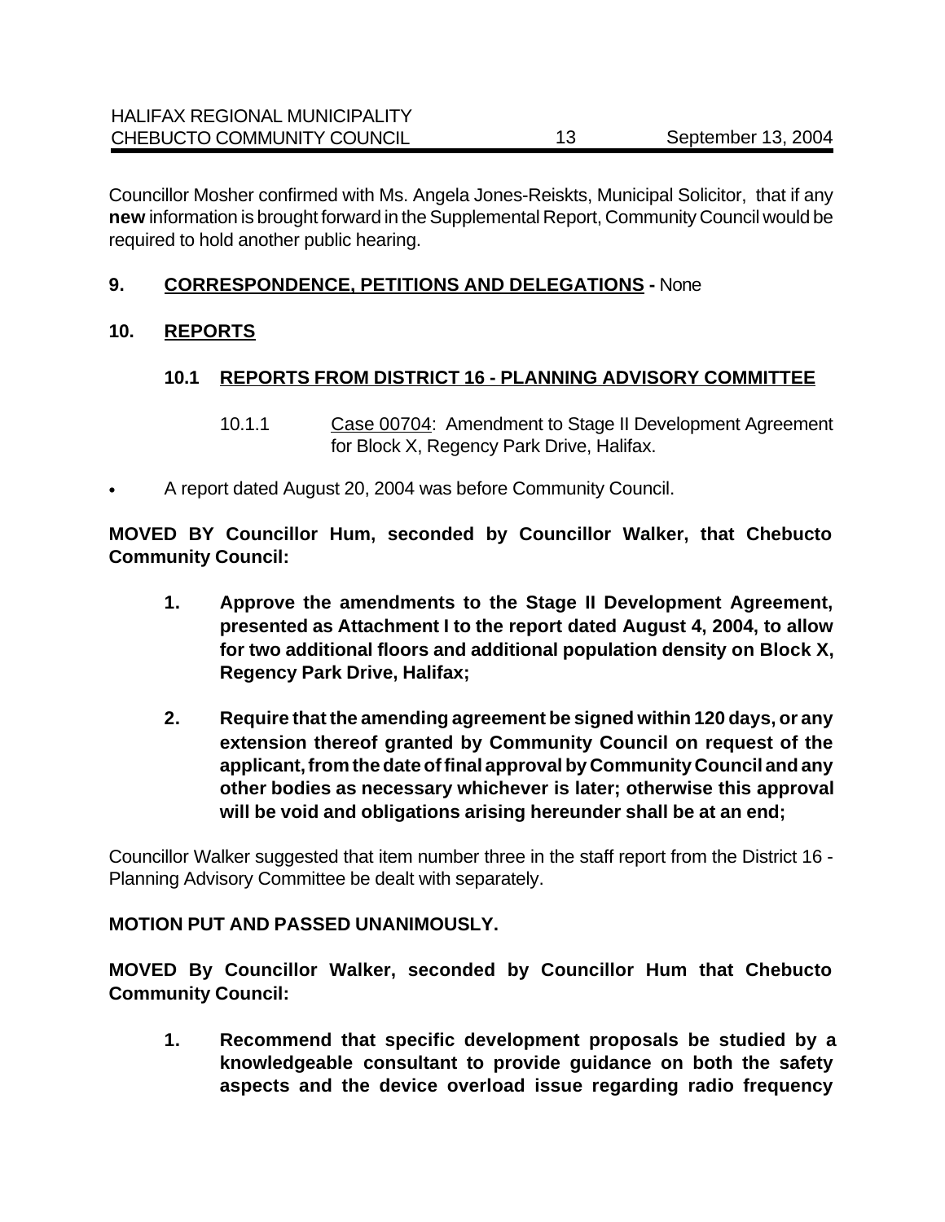Councillor Mosher confirmed with Ms. Angela Jones-Reiskts, Municipal Solicitor, that if any **new** information is brought forward in the Supplemental Report, Community Council would be required to hold another public hearing.

## 9. CORRESPONDENCE, PETITIONS AND DELEGATIONS - None

## 10. REPORTS

### 10.1 REPORTS FROM DISTRICT 16 - PLANNING ADVISORY COMMITTEE

10.1.1 Case 00704: Amendment to Stage II Development Agreement for Block X, Regency Park Drive, Halifax.

- A report dated August 20, 2004 was before Community Council.

**MOVED BY Councillor Hum, seconded by Councillor Walker, that Chebucto Community Council:**

1. **Approve the amendments to the Stage II Development Agreement, presented as Attachment I to the report dated August 4, 2004, to allow for two additional floors and additional population density on Block X, Regency Park Drive, Halifax;**
2. **Require that the amending agreement be signed within 120 days, or any extension thereof granted by Community Council on request of the applicant, from the date of final approval by Community Council and any other bodies as necessary whichever is later; otherwise this approval will be void and obligations arising hereunder shall be at an end;**

Councillor Walker suggested that item number three in the staff report from the District 16 - Planning Advisory Committee be dealt with separately.

**MOTION PUT AND PASSED UNANIMOUSLY.**

**MOVED By Councillor Walker, seconded by Councillor Hum that Chebucto Community Council:**

1. **Recommend that specific development proposals be studied by a knowledgeable consultant to provide guidance on both the safety aspects and the device overload issue regarding radio frequency**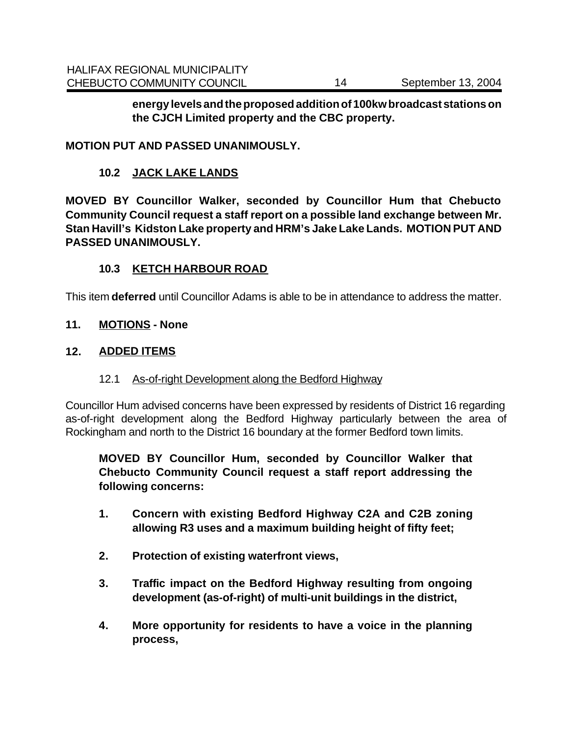**energy levels and the proposed addition of 100kw broadcast stations on the CJCH Limited property and the CBC property.**

**MOTION PUT AND PASSED UNANIMOUSLY.**

### 10.2 JACK LAKE LANDS

**MOVED BY Councillor Walker, seconded by Councillor Hum that Chebucto Community Council request a staff report on a possible land exchange between Mr. Stan Havill's Kidston Lake property and HRM's Jake Lake Lands. MOTION PUT AND PASSED UNANIMOUSLY.**

### 10.3 KETCH HARBOUR ROAD

This item **deferred** until Councillor Adams is able to be in attendance to address the matter.

## 11. MOTIONS - None

## 12. ADDED ITEMS

### 12.1 As-of-right Development along the Bedford Highway

Councillor Hum advised concerns have been expressed by residents of District 16 regarding as-of-right development along the Bedford Highway particularly between the area of Rockingham and north to the District 16 boundary at the former Bedford town limits.

**MOVED BY Councillor Hum, seconded by Councillor Walker that Chebucto Community Council request a staff report addressing the following concerns:**

1. **Concern with existing Bedford Highway C2A and C2B zoning allowing R3 uses and a maximum building height of fifty feet;**
2. **Protection of existing waterfront views,**
3. **Traffic impact on the Bedford Highway resulting from ongoing development (as-of-right) of multi-unit buildings in the district,**
4. **More opportunity for residents to have a voice in the planning process,**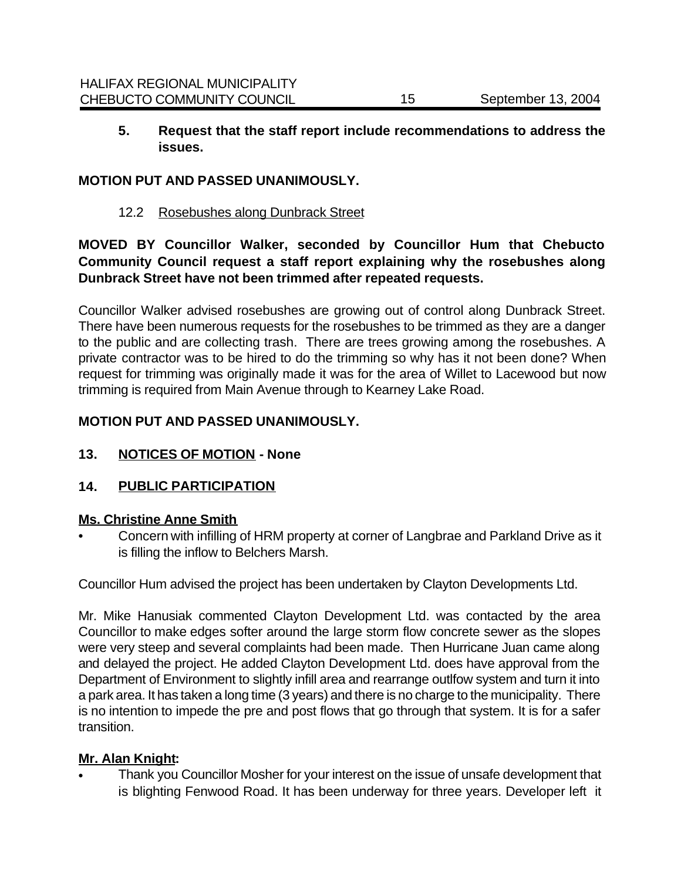**5. Request that the staff report include recommendations to address the issues.**

**MOTION PUT AND PASSED UNANIMOUSLY.**

12.2 Rosebushes along Dunbrack Street

**MOVED BY Councillor Walker, seconded by Councillor Hum that Chebucto Community Council request a staff report explaining why the rosebushes along Dunbrack Street have not been trimmed after repeated requests.**

Councillor Walker advised rosebushes are growing out of control along Dunbrack Street. There have been numerous requests for the rosebushes to be trimmed as they are a danger to the public and are collecting trash. There are trees growing among the rosebushes. A private contractor was to be hired to do the trimming so why has it not been done? When request for trimming was originally made it was for the area of Willet to Lacewood but now trimming is required from Main Avenue through to Kearney Lake Road.

**MOTION PUT AND PASSED UNANIMOUSLY.**

## 13. NOTICES OF MOTION - None

## 14. PUBLIC PARTICIPATION

**Ms. Christine Anne Smith**

- Concern with infilling of HRM property at corner of Langbrae and Parkland Drive as it is filling the inflow to Belchers Marsh.

Councillor Hum advised the project has been undertaken by Clayton Developments Ltd.

Mr. Mike Hanusiak commented Clayton Development Ltd. was contacted by the area Councillor to make edges softer around the large storm flow concrete sewer as the slopes were very steep and several complaints had been made. Then Hurricane Juan came along and delayed the project. He added Clayton Development Ltd. does have approval from the Department of Environment to slightly infill area and rearrange outlfow system and turn it into a park area. It has taken a long time (3 years) and there is no charge to the municipality. There is no intention to impede the pre and post flows that go through that system. It is for a safer transition.

**Mr. Alan Knight:**

- Thank you Councillor Mosher for your interest on the issue of unsafe development that is blighting Fenwood Road. It has been underway for three years. Developer left it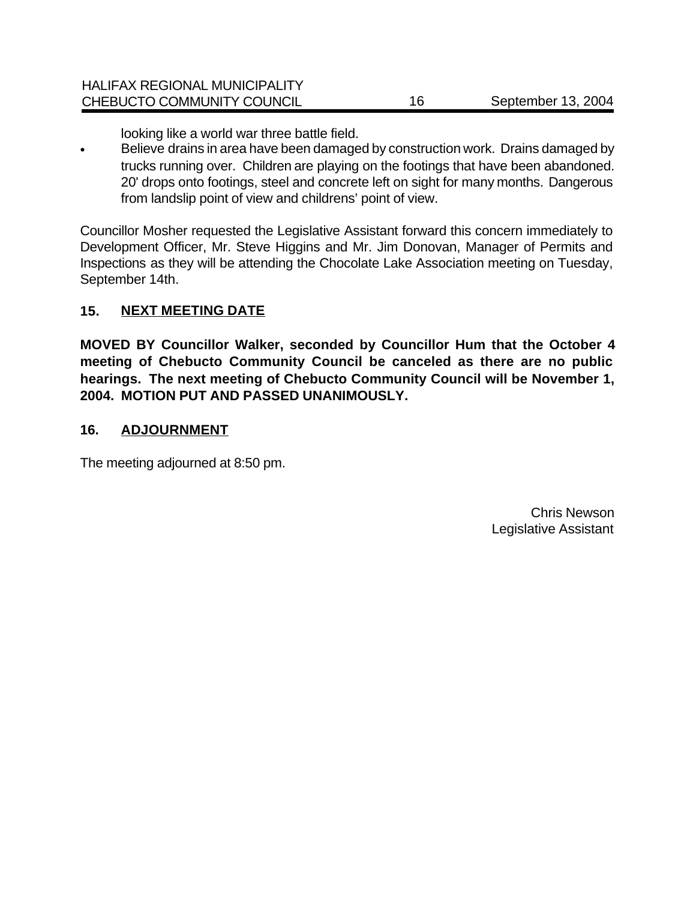looking like a world war three battle field.

- Believe drains in area have been damaged by construction work. Drains damaged by trucks running over. Children are playing on the footings that have been abandoned. 20' drops onto footings, steel and concrete left on sight for many months. Dangerous from landslip point of view and childrens' point of view.

Councillor Mosher requested the Legislative Assistant forward this concern immediately to Development Officer, Mr. Steve Higgins and Mr. Jim Donovan, Manager of Permits and Inspections as they will be attending the Chocolate Lake Association meeting on Tuesday, September 14th.

## 15. NEXT MEETING DATE

**MOVED BY Councillor Walker, seconded by Councillor Hum that the October 4 meeting of Chebucto Community Council be canceled as there are no public hearings. The next meeting of Chebucto Community Council will be November 1, 2004. MOTION PUT AND PASSED UNANIMOUSLY.**

## 16. ADJOURNMENT

The meeting adjourned at 8:50 pm.

Chris Newson
Legislative Assistant